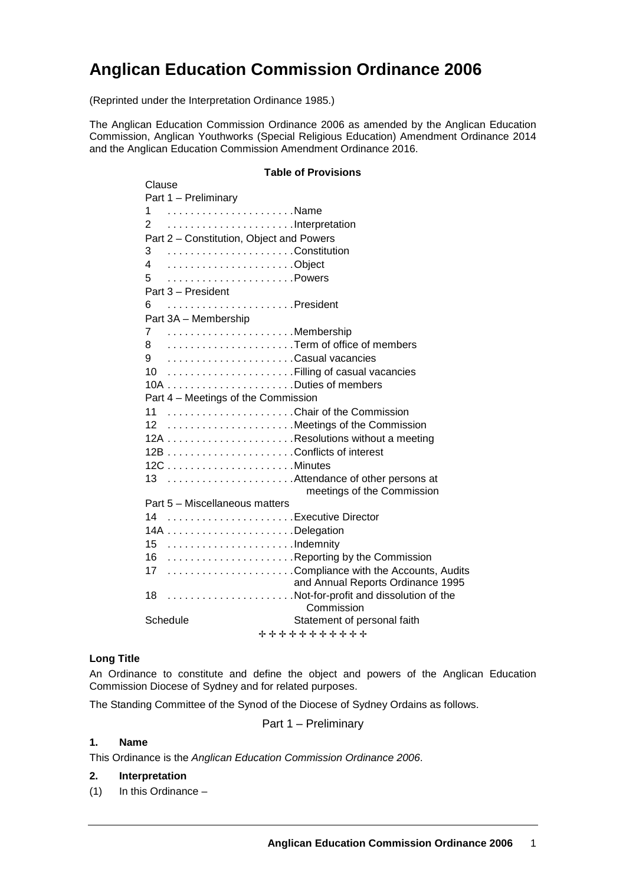# Anglican Education Commission Ordinance 2006

(Reprinted under the Interpretation Ordinance 1985.)

The Anglican Education Commission Ordinance 2006 as amended by the Anglican Education Commission, Anglican Youthworks (Special Religious Education) Amendment Ordinance 2014 and the Anglican Education Commission Amendment Ordinance 2016.

**Table of Provisions**

| Clause | |
|---|---|
| Part 1 – Preliminary | |
| 1 | Name |
| 2 | Interpretation |
| Part 2 – Constitution, Object and Powers | |
| 3 | Constitution |
| 4 | Object |
| 5 | Powers |
| Part 3 – President | |
| 6 | President |
| Part 3A – Membership | |
| 7 | Membership |
| 8 | Term of office of members |
| 9 | Casual vacancies |
| 10 | Filling of casual vacancies |
| 10A | Duties of members |
| Part 4 – Meetings of the Commission | |
| 11 | Chair of the Commission |
| 12 | Meetings of the Commission |
| 12A | Resolutions without a meeting |
| 12B | Conflicts of interest |
| 12C | Minutes |
| 13 | Attendance of other persons at meetings of the Commission |
| Part 5 – Miscellaneous matters | |
| 14 | Executive Director |
| 14A | Delegation |
| 15 | Indemnity |
| 16 | Reporting by the Commission |
| 17 | Compliance with the Accounts, Audits and Annual Reports Ordinance 1995 |
| 18 | Not-for-profit and dissolution of the Commission |
| Schedule | Statement of personal faith |

✢✢✢✢✢✢✢✢✢✢✢

**Long Title**

An Ordinance to constitute and define the object and powers of the Anglican Education Commission Diocese of Sydney and for related purposes.

The Standing Committee of the Synod of the Diocese of Sydney Ordains as follows.

## Part 1 – Preliminary

### 1. Name

This Ordinance is the *Anglican Education Commission Ordinance 2006*.

### 2. Interpretation

(1) In this Ordinance –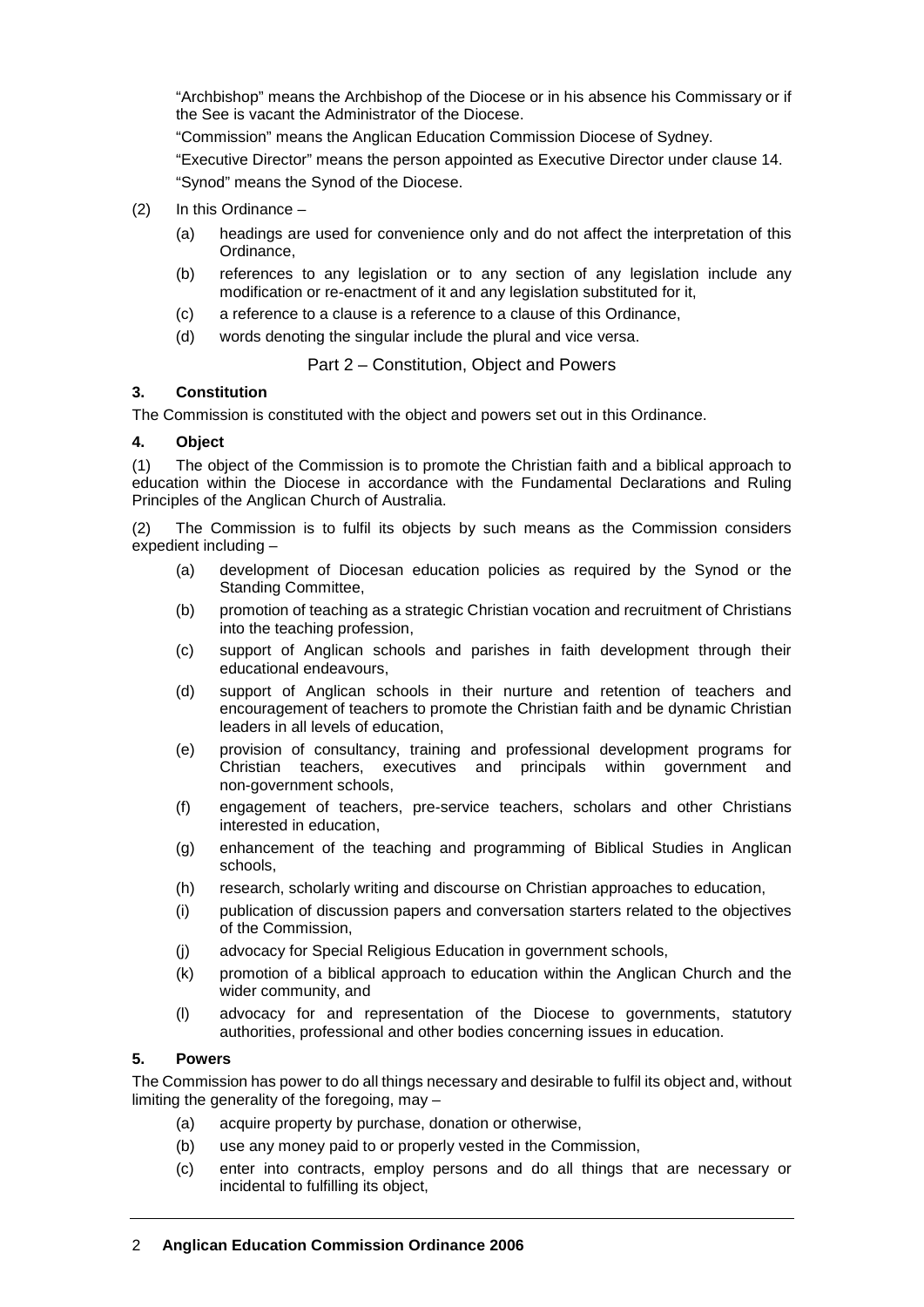"Archbishop" means the Archbishop of the Diocese or in his absence his Commissary or if the See is vacant the Administrator of the Diocese.

"Commission" means the Anglican Education Commission Diocese of Sydney.

"Executive Director" means the person appointed as Executive Director under clause 14.

"Synod" means the Synod of the Diocese.

(2) In this Ordinance –

- (a) headings are used for convenience only and do not affect the interpretation of this Ordinance,
- (b) references to any legislation or to any section of any legislation include any modification or re-enactment of it and any legislation substituted for it,
- (c) a reference to a clause is a reference to a clause of this Ordinance,
- (d) words denoting the singular include the plural and vice versa.

## Part 2 – Constitution, Object and Powers

### 3. Constitution

The Commission is constituted with the object and powers set out in this Ordinance.

### 4. Object

(1) The object of the Commission is to promote the Christian faith and a biblical approach to education within the Diocese in accordance with the Fundamental Declarations and Ruling Principles of the Anglican Church of Australia.

(2) The Commission is to fulfil its objects by such means as the Commission considers expedient including –

- (a) development of Diocesan education policies as required by the Synod or the Standing Committee,
- (b) promotion of teaching as a strategic Christian vocation and recruitment of Christians into the teaching profession,
- (c) support of Anglican schools and parishes in faith development through their educational endeavours,
- (d) support of Anglican schools in their nurture and retention of teachers and encouragement of teachers to promote the Christian faith and be dynamic Christian leaders in all levels of education,
- (e) provision of consultancy, training and professional development programs for Christian teachers, executives and principals within government and non-government schools,
- (f) engagement of teachers, pre-service teachers, scholars and other Christians interested in education,
- (g) enhancement of the teaching and programming of Biblical Studies in Anglican schools,
- (h) research, scholarly writing and discourse on Christian approaches to education,
- (i) publication of discussion papers and conversation starters related to the objectives of the Commission,
- (j) advocacy for Special Religious Education in government schools,
- (k) promotion of a biblical approach to education within the Anglican Church and the wider community, and
- (l) advocacy for and representation of the Diocese to governments, statutory authorities, professional and other bodies concerning issues in education.

### 5. Powers

The Commission has power to do all things necessary and desirable to fulfil its object and, without limiting the generality of the foregoing, may –

- (a) acquire property by purchase, donation or otherwise,
- (b) use any money paid to or properly vested in the Commission,
- (c) enter into contracts, employ persons and do all things that are necessary or incidental to fulfilling its object,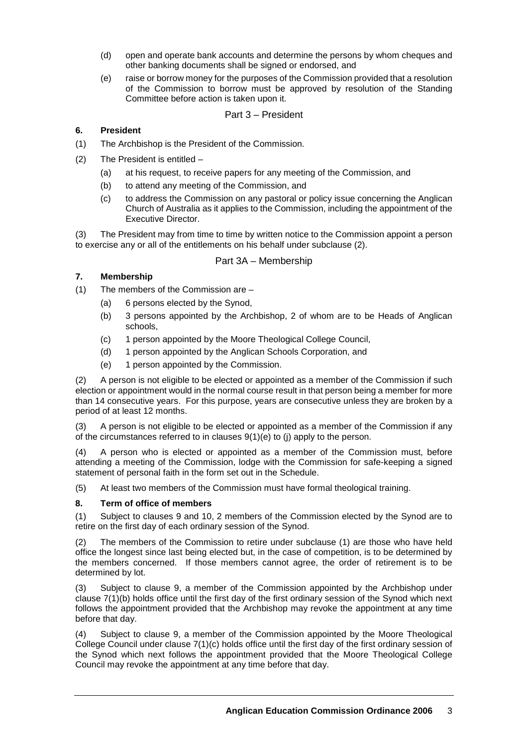(d) open and operate bank accounts and determine the persons by whom cheques and other banking documents shall be signed or endorsed, and

(e) raise or borrow money for the purposes of the Commission provided that a resolution of the Commission to borrow must be approved by resolution of the Standing Committee before action is taken upon it.

## Part 3 – President

### 6. President

(1) The Archbishop is the President of the Commission.

(2) The President is entitled –

(a) at his request, to receive papers for any meeting of the Commission, and

(b) to attend any meeting of the Commission, and

(c) to address the Commission on any pastoral or policy issue concerning the Anglican Church of Australia as it applies to the Commission, including the appointment of the Executive Director.

(3) The President may from time to time by written notice to the Commission appoint a person to exercise any or all of the entitlements on his behalf under subclause (2).

## Part 3A – Membership

### 7. Membership

(1) The members of the Commission are –

(a) 6 persons elected by the Synod,

(b) 3 persons appointed by the Archbishop, 2 of whom are to be Heads of Anglican schools,

(c) 1 person appointed by the Moore Theological College Council,

(d) 1 person appointed by the Anglican Schools Corporation, and

(e) 1 person appointed by the Commission.

(2) A person is not eligible to be elected or appointed as a member of the Commission if such election or appointment would in the normal course result in that person being a member for more than 14 consecutive years. For this purpose, years are consecutive unless they are broken by a period of at least 12 months.

(3) A person is not eligible to be elected or appointed as a member of the Commission if any of the circumstances referred to in clauses 9(1)(e) to (j) apply to the person.

(4) A person who is elected or appointed as a member of the Commission must, before attending a meeting of the Commission, lodge with the Commission for safe-keeping a signed statement of personal faith in the form set out in the Schedule.

(5) At least two members of the Commission must have formal theological training.

### 8. Term of office of members

(1) Subject to clauses 9 and 10, 2 members of the Commission elected by the Synod are to retire on the first day of each ordinary session of the Synod.

(2) The members of the Commission to retire under subclause (1) are those who have held office the longest since last being elected but, in the case of competition, is to be determined by the members concerned. If those members cannot agree, the order of retirement is to be determined by lot.

(3) Subject to clause 9, a member of the Commission appointed by the Archbishop under clause 7(1)(b) holds office until the first day of the first ordinary session of the Synod which next follows the appointment provided that the Archbishop may revoke the appointment at any time before that day.

(4) Subject to clause 9, a member of the Commission appointed by the Moore Theological College Council under clause 7(1)(c) holds office until the first day of the first ordinary session of the Synod which next follows the appointment provided that the Moore Theological College Council may revoke the appointment at any time before that day.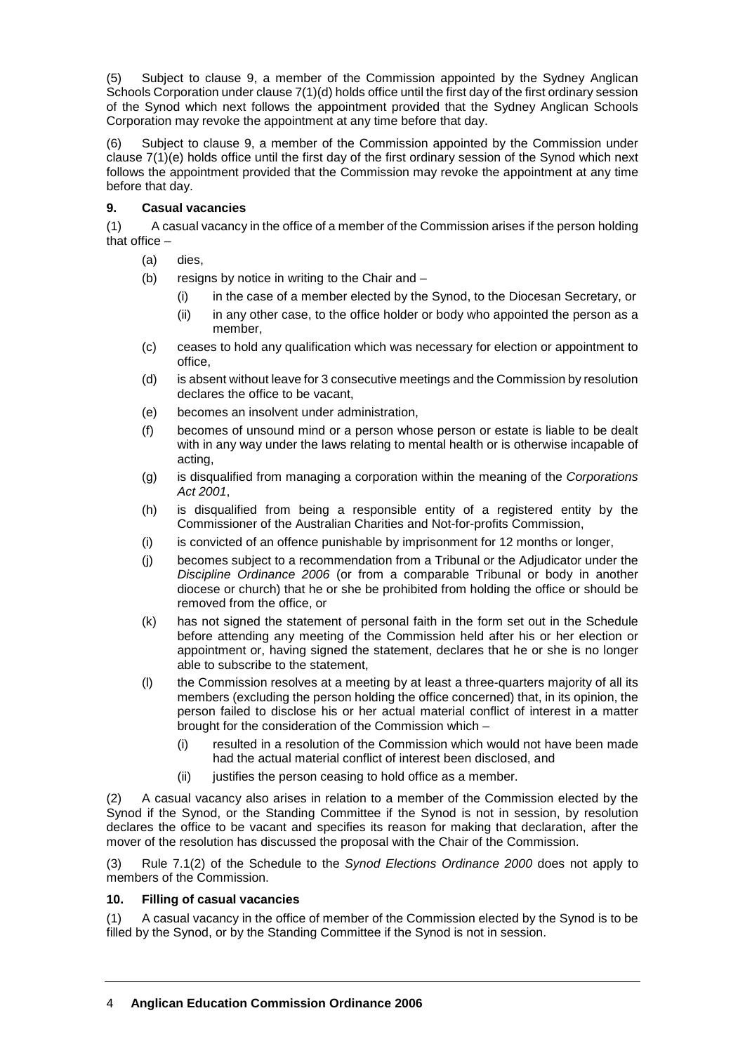(5) Subject to clause 9, a member of the Commission appointed by the Sydney Anglican Schools Corporation under clause 7(1)(d) holds office until the first day of the first ordinary session of the Synod which next follows the appointment provided that the Sydney Anglican Schools Corporation may revoke the appointment at any time before that day.

(6) Subject to clause 9, a member of the Commission appointed by the Commission under clause 7(1)(e) holds office until the first day of the first ordinary session of the Synod which next follows the appointment provided that the Commission may revoke the appointment at any time before that day.

### 9. Casual vacancies

(1) A casual vacancy in the office of a member of the Commission arises if the person holding that office –

- (a) dies,
- (b) resigns by notice in writing to the Chair and –
  - (i) in the case of a member elected by the Synod, to the Diocesan Secretary, or
  - (ii) in any other case, to the office holder or body who appointed the person as a member,
- (c) ceases to hold any qualification which was necessary for election or appointment to office,
- (d) is absent without leave for 3 consecutive meetings and the Commission by resolution declares the office to be vacant,
- (e) becomes an insolvent under administration,
- (f) becomes of unsound mind or a person whose person or estate is liable to be dealt with in any way under the laws relating to mental health or is otherwise incapable of acting,
- (g) is disqualified from managing a corporation within the meaning of the *Corporations Act 2001*,
- (h) is disqualified from being a responsible entity of a registered entity by the Commissioner of the Australian Charities and Not-for-profits Commission,
- (i) is convicted of an offence punishable by imprisonment for 12 months or longer,
- (j) becomes subject to a recommendation from a Tribunal or the Adjudicator under the *Discipline Ordinance 2006* (or from a comparable Tribunal or body in another diocese or church) that he or she be prohibited from holding the office or should be removed from the office, or
- (k) has not signed the statement of personal faith in the form set out in the Schedule before attending any meeting of the Commission held after his or her election or appointment or, having signed the statement, declares that he or she is no longer able to subscribe to the statement,
- (l) the Commission resolves at a meeting by at least a three-quarters majority of all its members (excluding the person holding the office concerned) that, in its opinion, the person failed to disclose his or her actual material conflict of interest in a matter brought for the consideration of the Commission which –
  - (i) resulted in a resolution of the Commission which would not have been made had the actual material conflict of interest been disclosed, and
  - (ii) justifies the person ceasing to hold office as a member.

(2) A casual vacancy also arises in relation to a member of the Commission elected by the Synod if the Synod, or the Standing Committee if the Synod is not in session, by resolution declares the office to be vacant and specifies its reason for making that declaration, after the mover of the resolution has discussed the proposal with the Chair of the Commission.

(3) Rule 7.1(2) of the Schedule to the *Synod Elections Ordinance 2000* does not apply to members of the Commission.

### 10. Filling of casual vacancies

(1) A casual vacancy in the office of member of the Commission elected by the Synod is to be filled by the Synod, or by the Standing Committee if the Synod is not in session.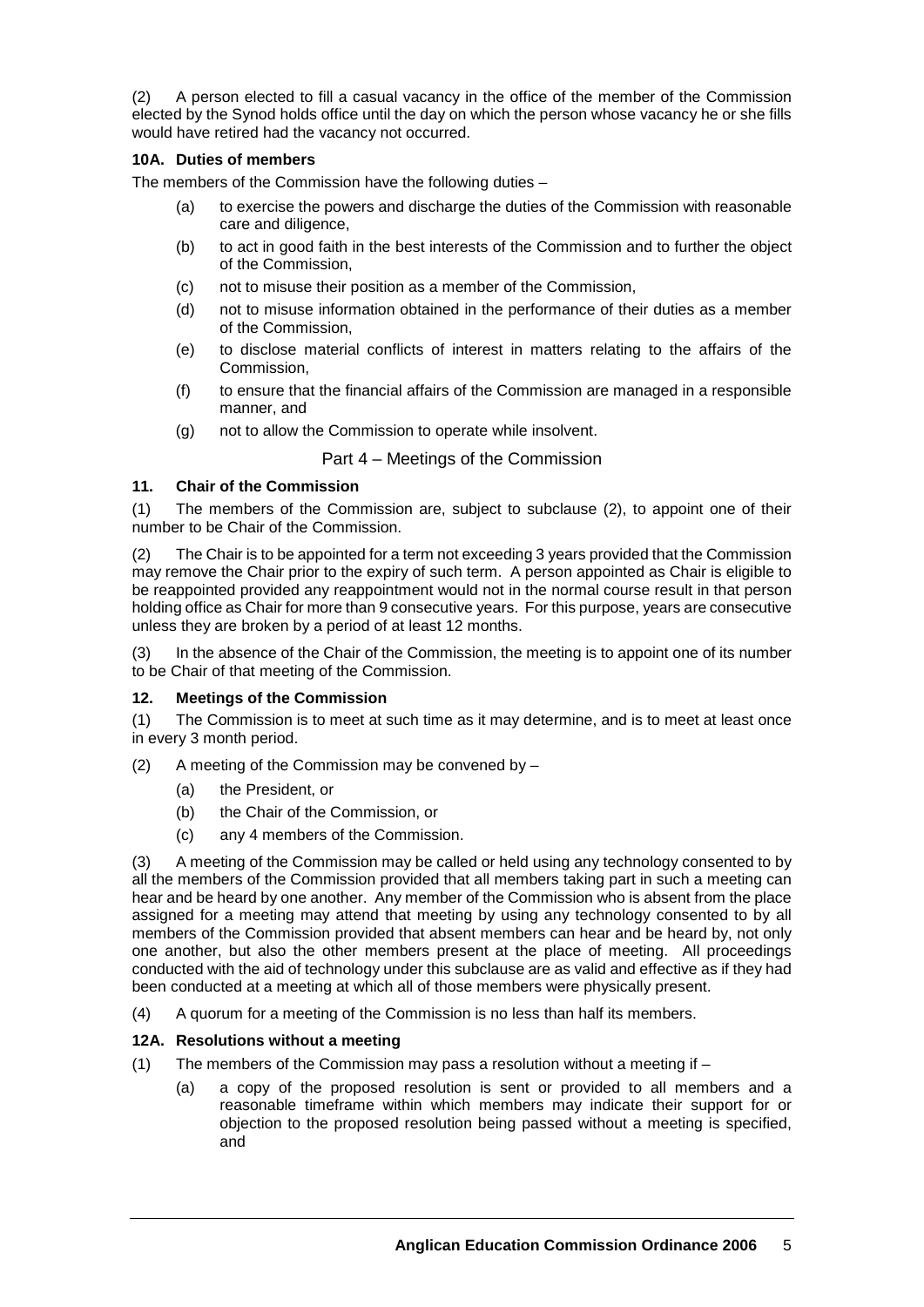(2) A person elected to fill a casual vacancy in the office of the member of the Commission elected by the Synod holds office until the day on which the person whose vacancy he or she fills would have retired had the vacancy not occurred.

### 10A. Duties of members

The members of the Commission have the following duties –

(a) to exercise the powers and discharge the duties of the Commission with reasonable care and diligence,

(b) to act in good faith in the best interests of the Commission and to further the object of the Commission,

(c) not to misuse their position as a member of the Commission,

(d) not to misuse information obtained in the performance of their duties as a member of the Commission,

(e) to disclose material conflicts of interest in matters relating to the affairs of the Commission,

(f) to ensure that the financial affairs of the Commission are managed in a responsible manner, and

(g) not to allow the Commission to operate while insolvent.

## Part 4 – Meetings of the Commission

### 11. Chair of the Commission

(1) The members of the Commission are, subject to subclause (2), to appoint one of their number to be Chair of the Commission.

(2) The Chair is to be appointed for a term not exceeding 3 years provided that the Commission may remove the Chair prior to the expiry of such term. A person appointed as Chair is eligible to be reappointed provided any reappointment would not in the normal course result in that person holding office as Chair for more than 9 consecutive years. For this purpose, years are consecutive unless they are broken by a period of at least 12 months.

(3) In the absence of the Chair of the Commission, the meeting is to appoint one of its number to be Chair of that meeting of the Commission.

### 12. Meetings of the Commission

(1) The Commission is to meet at such time as it may determine, and is to meet at least once in every 3 month period.

(2) A meeting of the Commission may be convened by –

(a) the President, or

(b) the Chair of the Commission, or

(c) any 4 members of the Commission.

(3) A meeting of the Commission may be called or held using any technology consented to by all the members of the Commission provided that all members taking part in such a meeting can hear and be heard by one another. Any member of the Commission who is absent from the place assigned for a meeting may attend that meeting by using any technology consented to by all members of the Commission provided that absent members can hear and be heard by, not only one another, but also the other members present at the place of meeting. All proceedings conducted with the aid of technology under this subclause are as valid and effective as if they had been conducted at a meeting at which all of those members were physically present.

(4) A quorum for a meeting of the Commission is no less than half its members.

### 12A. Resolutions without a meeting

(1) The members of the Commission may pass a resolution without a meeting if –

(a) a copy of the proposed resolution is sent or provided to all members and a reasonable timeframe within which members may indicate their support for or objection to the proposed resolution being passed without a meeting is specified, and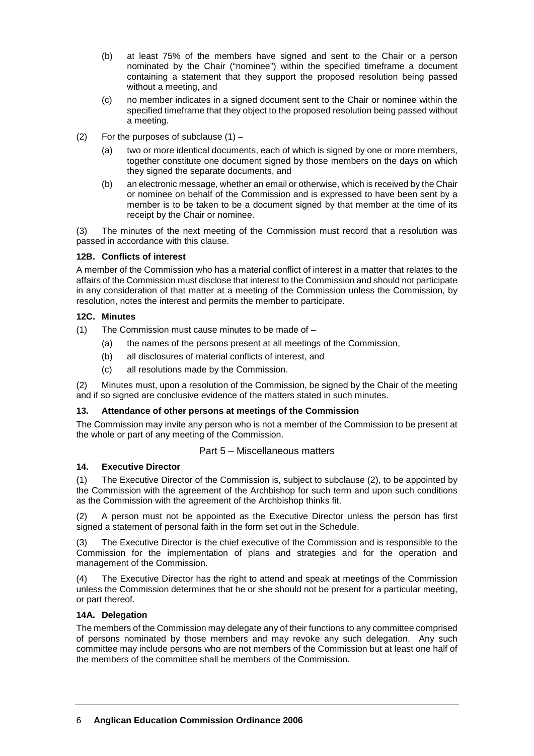(b) at least 75% of the members have signed and sent to the Chair or a person nominated by the Chair ("nominee") within the specified timeframe a document containing a statement that they support the proposed resolution being passed without a meeting, and

(c) no member indicates in a signed document sent to the Chair or nominee within the specified timeframe that they object to the proposed resolution being passed without a meeting.

(2) For the purposes of subclause (1) –

(a) two or more identical documents, each of which is signed by one or more members, together constitute one document signed by those members on the days on which they signed the separate documents, and

(b) an electronic message, whether an email or otherwise, which is received by the Chair or nominee on behalf of the Commission and is expressed to have been sent by a member is to be taken to be a document signed by that member at the time of its receipt by the Chair or nominee.

(3) The minutes of the next meeting of the Commission must record that a resolution was passed in accordance with this clause.

**12B. Conflicts of interest**

A member of the Commission who has a material conflict of interest in a matter that relates to the affairs of the Commission must disclose that interest to the Commission and should not participate in any consideration of that matter at a meeting of the Commission unless the Commission, by resolution, notes the interest and permits the member to participate.

**12C. Minutes**

(1) The Commission must cause minutes to be made of –

(a) the names of the persons present at all meetings of the Commission,

(b) all disclosures of material conflicts of interest, and

(c) all resolutions made by the Commission.

(2) Minutes must, upon a resolution of the Commission, be signed by the Chair of the meeting and if so signed are conclusive evidence of the matters stated in such minutes.

**13. Attendance of other persons at meetings of the Commission**

The Commission may invite any person who is not a member of the Commission to be present at the whole or part of any meeting of the Commission.

## Part 5 – Miscellaneous matters

**14. Executive Director**

(1) The Executive Director of the Commission is, subject to subclause (2), to be appointed by the Commission with the agreement of the Archbishop for such term and upon such conditions as the Commission with the agreement of the Archbishop thinks fit.

(2) A person must not be appointed as the Executive Director unless the person has first signed a statement of personal faith in the form set out in the Schedule.

(3) The Executive Director is the chief executive of the Commission and is responsible to the Commission for the implementation of plans and strategies and for the operation and management of the Commission.

(4) The Executive Director has the right to attend and speak at meetings of the Commission unless the Commission determines that he or she should not be present for a particular meeting, or part thereof.

**14A. Delegation**

The members of the Commission may delegate any of their functions to any committee comprised of persons nominated by those members and may revoke any such delegation. Any such committee may include persons who are not members of the Commission but at least one half of the members of the committee shall be members of the Commission.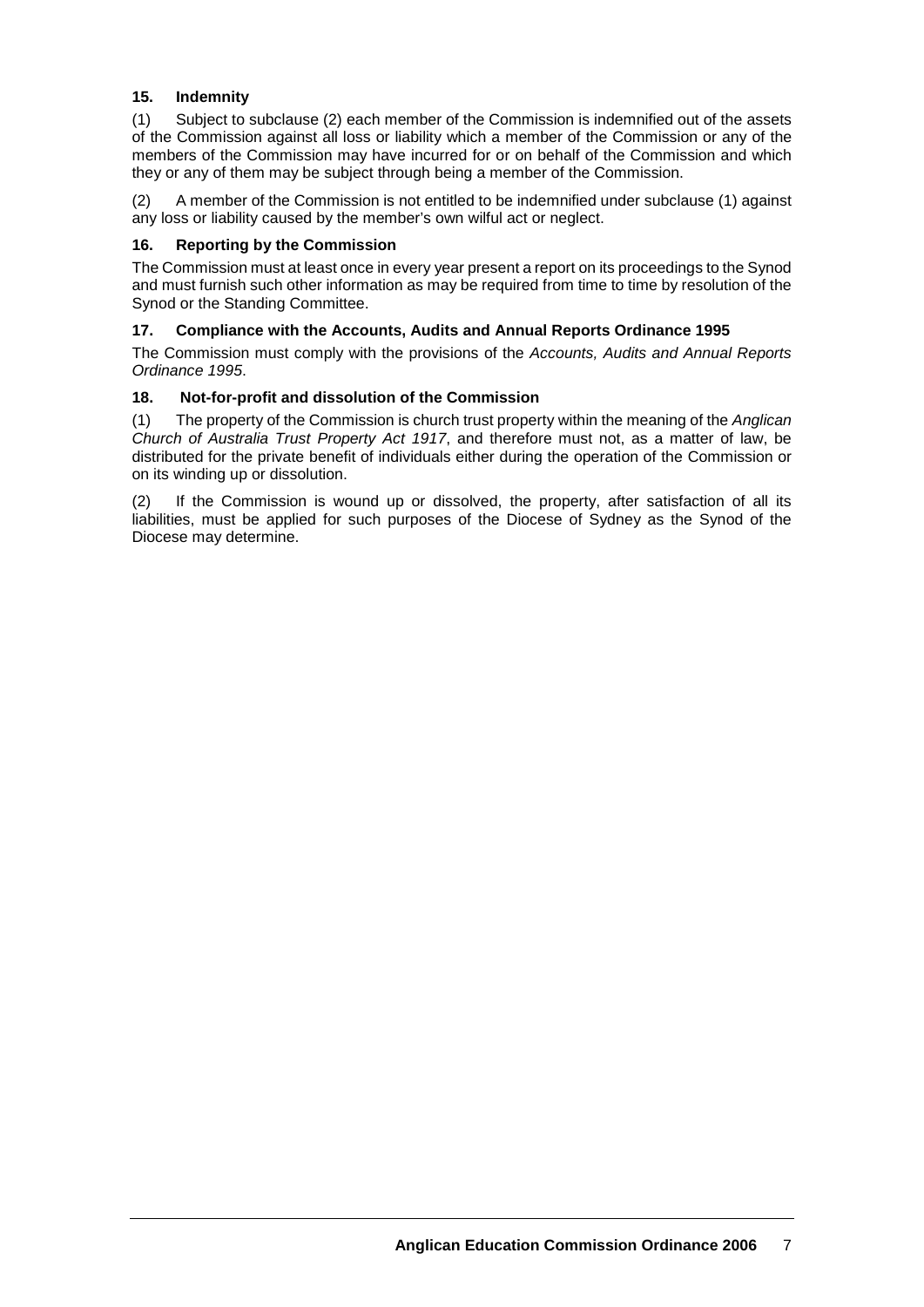### 15. Indemnity

(1) Subject to subclause (2) each member of the Commission is indemnified out of the assets of the Commission against all loss or liability which a member of the Commission or any of the members of the Commission may have incurred for or on behalf of the Commission and which they or any of them may be subject through being a member of the Commission.

(2) A member of the Commission is not entitled to be indemnified under subclause (1) against any loss or liability caused by the member's own wilful act or neglect.

### 16. Reporting by the Commission

The Commission must at least once in every year present a report on its proceedings to the Synod and must furnish such other information as may be required from time to time by resolution of the Synod or the Standing Committee.

### 17. Compliance with the Accounts, Audits and Annual Reports Ordinance 1995

The Commission must comply with the provisions of the *Accounts, Audits and Annual Reports Ordinance 1995*.

### 18. Not-for-profit and dissolution of the Commission

(1) The property of the Commission is church trust property within the meaning of the *Anglican Church of Australia Trust Property Act 1917*, and therefore must not, as a matter of law, be distributed for the private benefit of individuals either during the operation of the Commission or on its winding up or dissolution.

(2) If the Commission is wound up or dissolved, the property, after satisfaction of all its liabilities, must be applied for such purposes of the Diocese of Sydney as the Synod of the Diocese may determine.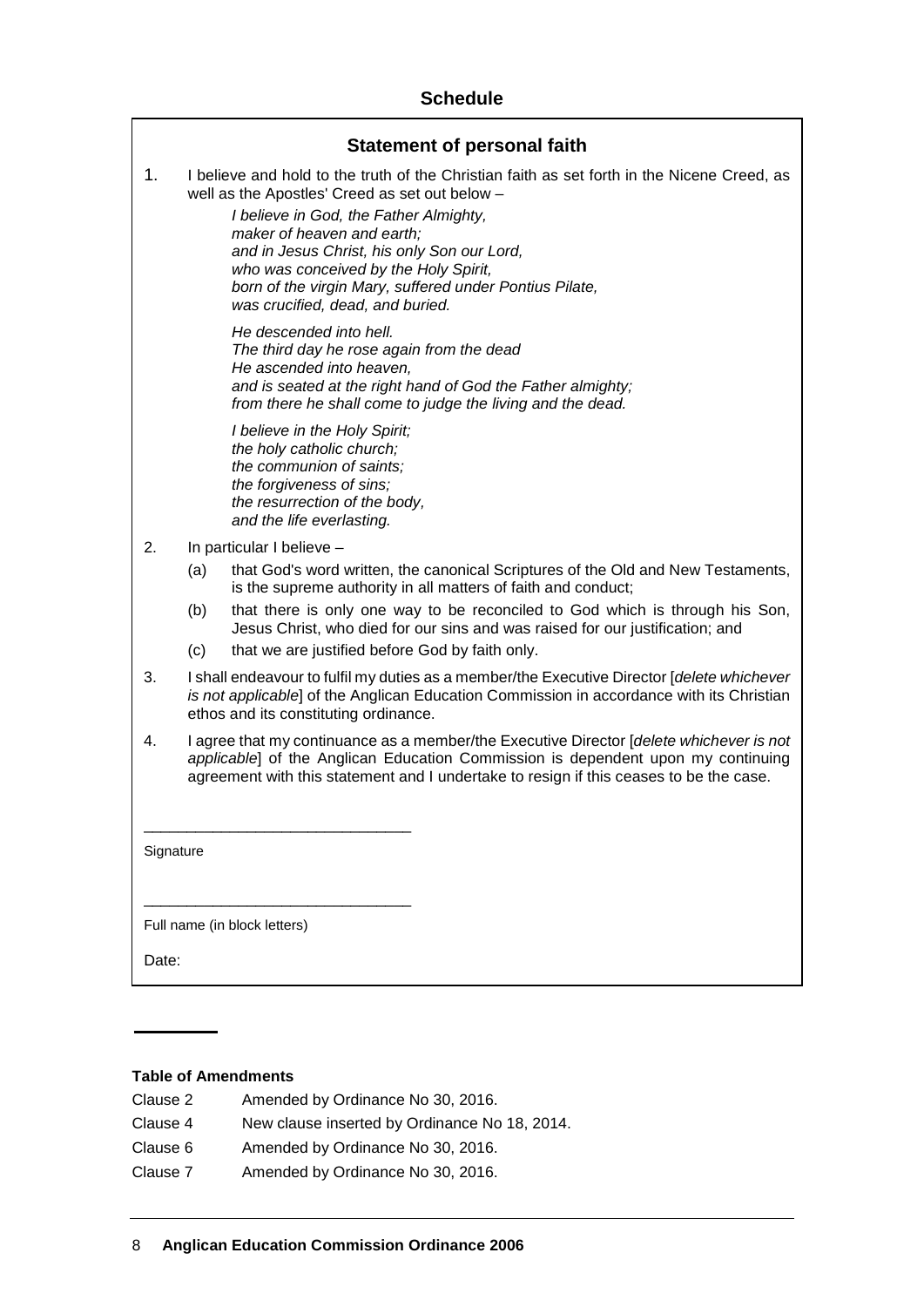## Schedule

### Statement of personal faith

1. I believe and hold to the truth of the Christian faith as set forth in the Nicene Creed, as well as the Apostles' Creed as set out below –

   *I believe in God, the Father Almighty,*
   *maker of heaven and earth;*
   *and in Jesus Christ, his only Son our Lord,*
   *who was conceived by the Holy Spirit,*
   *born of the virgin Mary, suffered under Pontius Pilate,*
   *was crucified, dead, and buried.*

   *He descended into hell.*
   *The third day he rose again from the dead*
   *He ascended into heaven,*
   *and is seated at the right hand of God the Father almighty;*
   *from there he shall come to judge the living and the dead.*

   *I believe in the Holy Spirit;*
   *the holy catholic church;*
   *the communion of saints;*
   *the forgiveness of sins;*
   *the resurrection of the body,*
   *and the life everlasting.*

2. In particular I believe –

   (a) that God's word written, the canonical Scriptures of the Old and New Testaments, is the supreme authority in all matters of faith and conduct;

   (b) that there is only one way to be reconciled to God which is through his Son, Jesus Christ, who died for our sins and was raised for our justification; and

   (c) that we are justified before God by faith only.

3. I shall endeavour to fulfil my duties as a member/the Executive Director [*delete whichever is not applicable*] of the Anglican Education Commission in accordance with its Christian ethos and its constituting ordinance.

4. I agree that my continuance as a member/the Executive Director [*delete whichever is not applicable*] of the Anglican Education Commission is dependent upon my continuing agreement with this statement and I undertake to resign if this ceases to be the case.

\_\_\_\_\_\_\_\_\_\_\_\_\_\_\_\_\_\_\_\_\_\_\_\_\_\_\_\_\_\_\_\_

Signature

\_\_\_\_\_\_\_\_\_\_\_\_\_\_\_\_\_\_\_\_\_\_\_\_\_\_\_\_\_\_\_\_

Full name (in block letters)

Date:

---

**Table of Amendments**

| | |
|---|---|
| Clause 2 | Amended by Ordinance No 30, 2016. |
| Clause 4 | New clause inserted by Ordinance No 18, 2014. |
| Clause 6 | Amended by Ordinance No 30, 2016. |
| Clause 7 | Amended by Ordinance No 30, 2016. |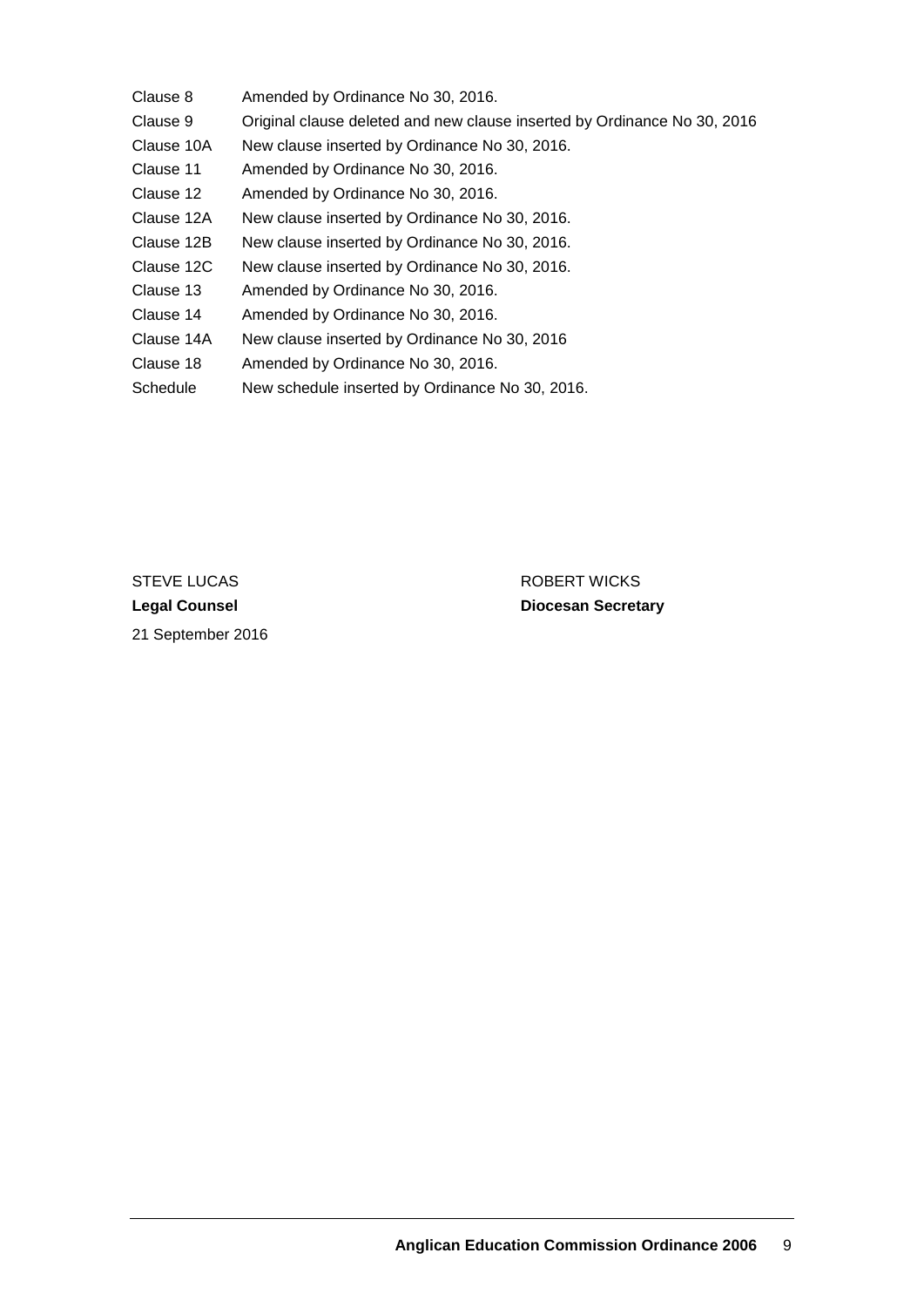| | |
|---|---|
| Clause 8 | Amended by Ordinance No 30, 2016. |
| Clause 9 | Original clause deleted and new clause inserted by Ordinance No 30, 2016 |
| Clause 10A | New clause inserted by Ordinance No 30, 2016. |
| Clause 11 | Amended by Ordinance No 30, 2016. |
| Clause 12 | Amended by Ordinance No 30, 2016. |
| Clause 12A | New clause inserted by Ordinance No 30, 2016. |
| Clause 12B | New clause inserted by Ordinance No 30, 2016. |
| Clause 12C | New clause inserted by Ordinance No 30, 2016. |
| Clause 13 | Amended by Ordinance No 30, 2016. |
| Clause 14 | Amended by Ordinance No 30, 2016. |
| Clause 14A | New clause inserted by Ordinance No 30, 2016 |
| Clause 18 | Amended by Ordinance No 30, 2016. |
| Schedule | New schedule inserted by Ordinance No 30, 2016. |

STEVE LUCAS
**Legal Counsel**
21 September 2016

ROBERT WICKS
**Diocesan Secretary**